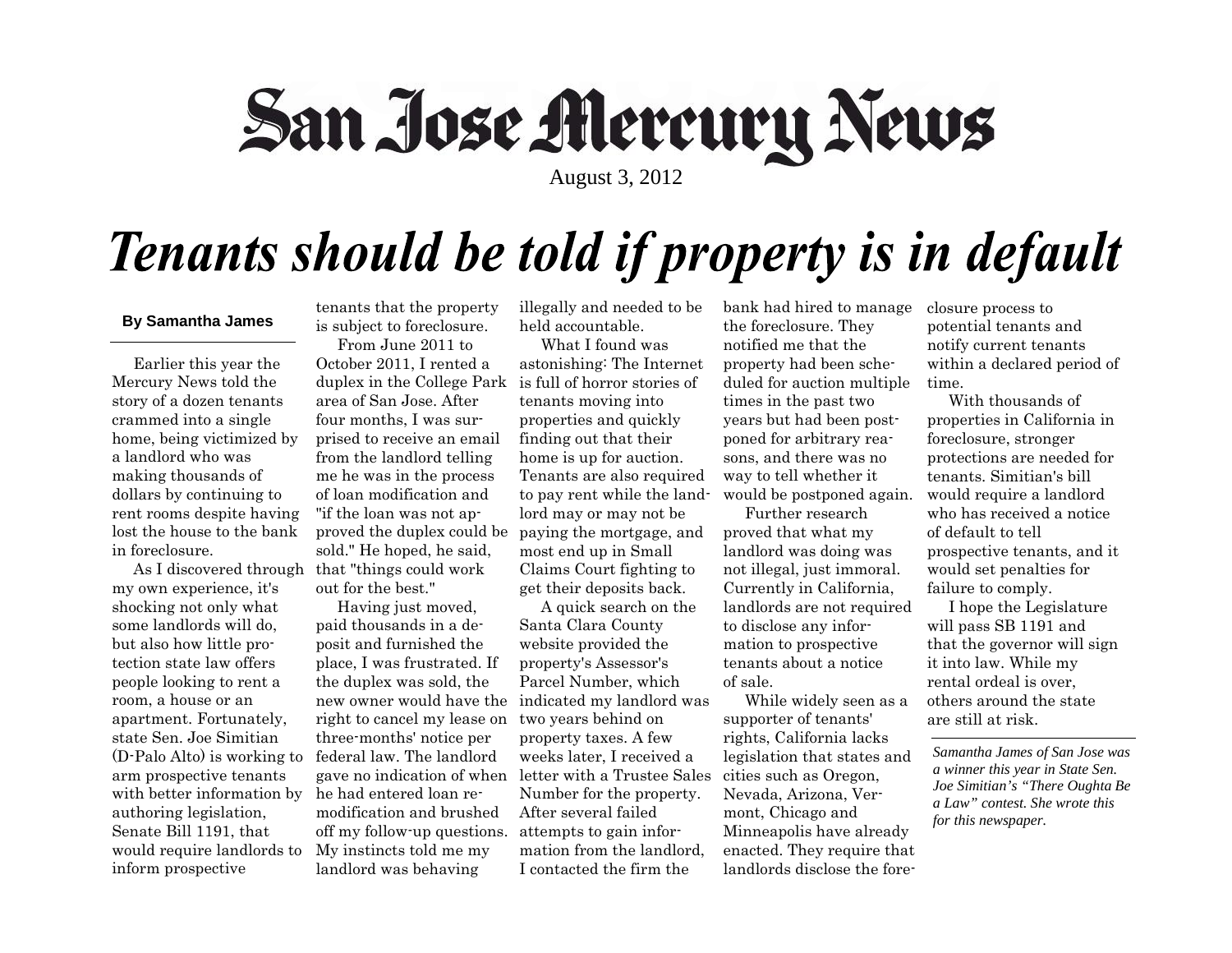# San Jose Mercury News

August 3, 2012

# Tenants should be told if property is in default

**By Samantha James**

Earlier this year the Mercury News told the story of a dozen tenants crammed into a single home, being victimized by a landlord who was making thousands of dollars by continuing to rent rooms despite having lost the house to the bank in foreclosure.

As I discovered through my own experience, it's shocking not only what some landlords will do, but also how little protection state law offers people looking to rent a room, a house or an apartment. Fortunately, state Sen. Joe Simitian (D-Palo Alto) is working to arm prospective tenants with better information by authoring legislation, Senate Bill 1191, that would require landlords to inform prospective tenants that the property is subject to foreclosure.

From June 2011 to October 2011, I rented a duplex in the College Park area of San Jose. After four months, I was surprised to receive an email from the landlord telling me he was in the process of loan modification and "if the loan was not approved the duplex could be sold." He hoped, he said, that "things could work out for the best."

Having just moved, paid thousands in a deposit and furnished the place, I was frustrated. If the duplex was sold, the new owner would have the right to cancel my lease on three-months' notice per federal law. The landlord gave no indication of when he had entered loan remodification and brushed off my follow-up questions. My instincts told me my landlord was behaving illegally and needed to be held accountable.

What I found was astonishing: The Internet is full of horror stories of tenants moving into properties and quickly finding out that their home is up for auction. Tenants are also required to pay rent while the landlord may or may not be paying the mortgage, and most end up in Small Claims Court fighting to get their deposits back.

A quick search on the Santa Clara County website provided the property's Assessor's Parcel Number, which indicated my landlord was two years behind on property taxes. A few weeks later, I received a letter with a Trustee Sales Number for the property. After several failed attempts to gain information from the landlord, I contacted the firm the bank had hired to manage the foreclosure. They notified me that the property had been scheduled for auction multiple times in the past two years but had been postponed for arbitrary reasons, and there was no way to tell whether it would be postponed again.

Further research proved that what my landlord was doing was not illegal, just immoral. Currently in California, landlords are not required to disclose any information to prospective tenants about a notice of sale.

While widely seen as a supporter of tenants' rights, California lacks legislation that states and cities such as Oregon, Nevada, Arizona, Vermont, Chicago and Minneapolis have already enacted. They require that landlords disclose the foreclosure process to potential tenants and notify current tenants within a declared period of time.

With thousands of properties in California in foreclosure, stronger protections are needed for tenants. Simitian's bill would require a landlord who has received a notice of default to tell prospective tenants, and it would set penalties for failure to comply.

I hope the Legislature will pass SB 1191 and that the governor will sign it into law. While my rental ordeal is over, others around the state are still at risk.

---

*Samantha James of San Jose was a winner this year in State Sen. Joe Simitian's "There Oughta Be a Law" contest. She wrote this for this newspaper.*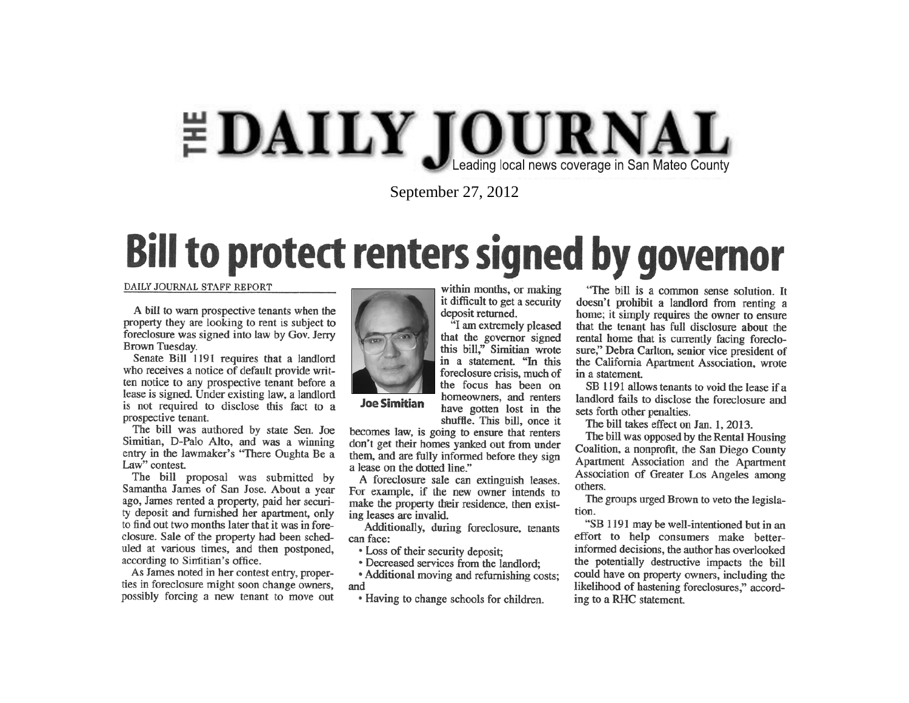THE DAILY JOURNAL

Leading local news coverage in San Mateo County

September 27, 2012

# Bill to protect renters signed by governor

DAILY JOURNAL STAFF REPORT

A bill to warn prospective tenants when the property they are looking to rent is subject to foreclosure was signed into law by Gov. Jerry Brown Tuesday.

Senate Bill 1191 requires that a landlord who receives a notice of default provide written notice to any prospective tenant before a lease is signed. Under existing law, a landlord is not required to disclose this fact to a prospective tenant.

The bill was authored by state Sen. Joe Simitian, D-Palo Alto, and was a winning entry in the lawmaker's "There Oughta Be a Law" contest.

The bill proposal was submitted by Samantha James of San Jose. About a year ago, James rented a property, paid her security deposit and furnished her apartment, only to find out two months later that it was in foreclosure. Sale of the property had been scheduled at various times, and then postponed, according to Simitian's office.

As James noted in her contest entry, properties in foreclosure might soon change owners, possibly forcing a new tenant to move out within months, or making it difficult to get a security deposit returned.

Joe Simitian

"I am extremely pleased that the governor signed this bill," Simitian wrote in a statement. "In this foreclosure crisis, much of the focus has been on homeowners, and renters have gotten lost in the shuffle. This bill, once it becomes law, is going to ensure that renters don't get their homes yanked out from under them, and are fully informed before they sign a lease on the dotted line."

A foreclosure sale can extinguish leases. For example, if the new owner intends to make the property their residence, then existing leases are invalid.

Additionally, during foreclosure, tenants can face:

- Loss of their security deposit;
- Decreased services from the landlord;
- Additional moving and refurnishing costs; and
- Having to change schools for children.

"The bill is a common sense solution. It doesn't prohibit a landlord from renting a home; it simply requires the owner to ensure that the tenant has full disclosure about the rental home that is currently facing foreclosure," Debra Carlton, senior vice president of the California Apartment Association, wrote in a statement.

SB 1191 allows tenants to void the lease if a landlord fails to disclose the foreclosure and sets forth other penalties.

The bill takes effect on Jan. 1, 2013.

The bill was opposed by the Rental Housing Coalition, a nonprofit, the San Diego County Apartment Association and the Apartment Association of Greater Los Angeles among others.

The groups urged Brown to veto the legislation.

"SB 1191 may be well-intentioned but in an effort to help consumers make better-informed decisions, the author has overlooked the potentially destructive impacts the bill could have on property owners, including the likelihood of hastening foreclosures," according to a RHC statement.